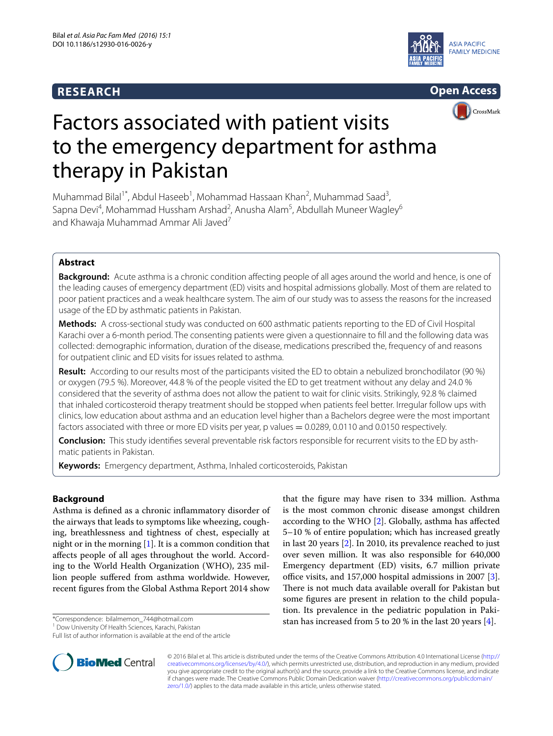RESEARCH

Open Access

# Factors associated with patient visits to the emergency department for asthma therapy in Pakistan

Muhammad Bilal[1*], Abdul Haseeb[1], Mohammad Hassaan Khan[2], Muhammad Saad[3], Sapna Devi[4], Mohammad Hussham Arshad[2], Anusha Alam[5], Abdullah Muneer Wagley[6] and Khawaja Muhammad Ammar Ali Javed[7]

## Abstract

**Background:** Acute asthma is a chronic condition affecting people of all ages around the world and hence, is one of the leading causes of emergency department (ED) visits and hospital admissions globally. Most of them are related to poor patient practices and a weak healthcare system. The aim of our study was to assess the reasons for the increased usage of the ED by asthmatic patients in Pakistan.

**Methods:** A cross-sectional study was conducted on 600 asthmatic patients reporting to the ED of Civil Hospital Karachi over a 6-month period. The consenting patients were given a questionnaire to fill and the following data was collected: demographic information, duration of the disease, medications prescribed the, frequency of and reasons for outpatient clinic and ED visits for issues related to asthma.

**Result:** According to our results most of the participants visited the ED to obtain a nebulized bronchodilator (90 %) or oxygen (79.5 %). Moreover, 44.8 % of the people visited the ED to get treatment without any delay and 24.0 % considered that the severity of asthma does not allow the patient to wait for clinic visits. Strikingly, 92.8 % claimed that inhaled corticosteroid therapy treatment should be stopped when patients feel better. Irregular follow ups with clinics, low education about asthma and an education level higher than a Bachelors degree were the most important factors associated with three or more ED visits per year, p values = 0.0289, 0.0110 and 0.0150 respectively.

**Conclusion:** This study identifies several preventable risk factors responsible for recurrent visits to the ED by asthmatic patients in Pakistan.

**Keywords:** Emergency department, Asthma, Inhaled corticosteroids, Pakistan

## Background

Asthma is defined as a chronic inflammatory disorder of the airways that leads to symptoms like wheezing, coughing, breathlessness and tightness of chest, especially at night or in the morning [1]. It is a common condition that affects people of all ages throughout the world. According to the World Health Organization (WHO), 235 million people suffered from asthma worldwide. However, recent figures from the Global Asthma Report 2014 show that the figure may have risen to 334 million. Asthma is the most common chronic disease amongst children according to the WHO [2]. Globally, asthma has affected 5–10 % of entire population; which has increased greatly in last 20 years [2]. In 2010, its prevalence reached to just over seven million. It was also responsible for 640,000 Emergency department (ED) visits, 6.7 million private office visits, and 157,000 hospital admissions in 2007 [3]. There is not much data available overall for Pakistan but some figures are present in relation to the child population. Its prevalence in the pediatric population in Pakistan has increased from 5 to 20 % in the last 20 years [4].

*Correspondence: bilalmemon_744@hotmail.com
[1] Dow University Of Health Sciences, Karachi, Pakistan
Full list of author information is available at the end of the article

© 2016 Bilal et al. This article is distributed under the terms of the Creative Commons Attribution 4.0 International License (http://creativecommons.org/licenses/by/4.0/), which permits unrestricted use, distribution, and reproduction in any medium, provided you give appropriate credit to the original author(s) and the source, provide a link to the Creative Commons license, and indicate if changes were made. The Creative Commons Public Domain Dedication waiver (http://creativecommons.org/publicdomain/zero/1.0/) applies to the data made available in this article, unless otherwise stated.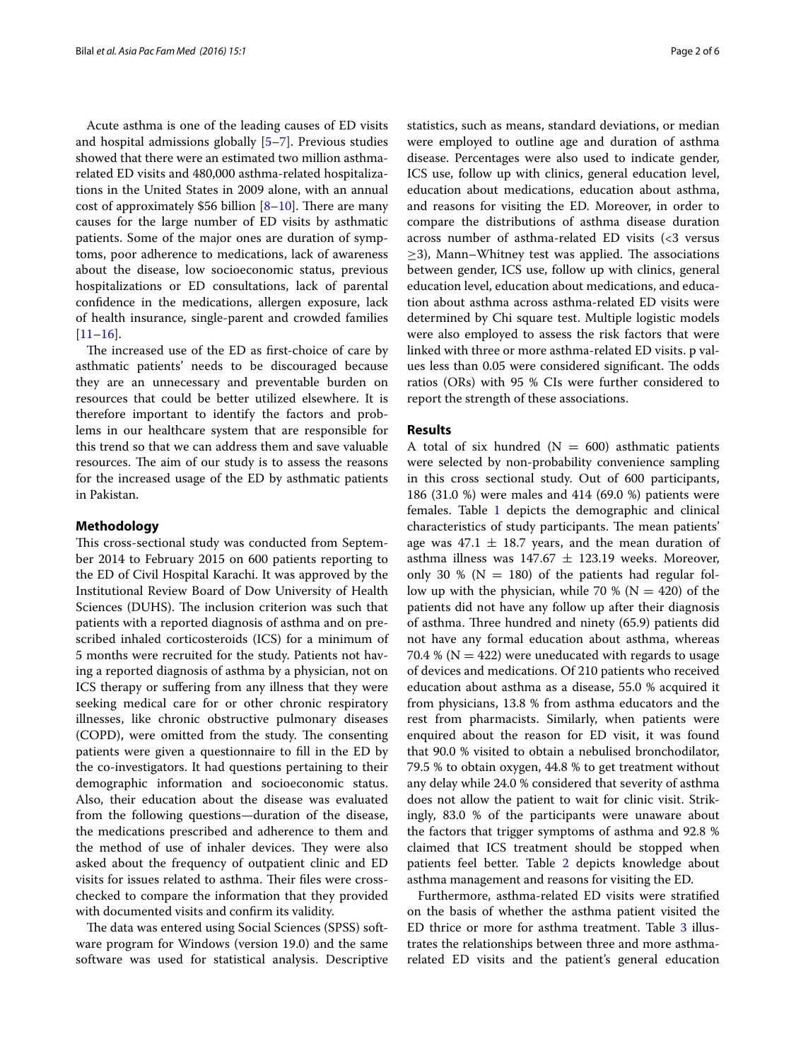Acute asthma is one of the leading causes of ED visits and hospital admissions globally [5–7]. Previous studies showed that there were an estimated two million asthma-related ED visits and 480,000 asthma-related hospitalizations in the United States in 2009 alone, with an annual cost of approximately $56 billion [8–10]. There are many causes for the large number of ED visits by asthmatic patients. Some of the major ones are duration of symptoms, poor adherence to medications, lack of awareness about the disease, low socioeconomic status, previous hospitalizations or ED consultations, lack of parental confidence in the medications, allergen exposure, lack of health insurance, single-parent and crowded families [11–16].

The increased use of the ED as first-choice of care by asthmatic patients' needs to be discouraged because they are an unnecessary and preventable burden on resources that could be better utilized elsewhere. It is therefore important to identify the factors and problems in our healthcare system that are responsible for this trend so that we can address them and save valuable resources. The aim of our study is to assess the reasons for the increased usage of the ED by asthmatic patients in Pakistan.

## Methodology

This cross-sectional study was conducted from September 2014 to February 2015 on 600 patients reporting to the ED of Civil Hospital Karachi. It was approved by the Institutional Review Board of Dow University of Health Sciences (DUHS). The inclusion criterion was such that patients with a reported diagnosis of asthma and on prescribed inhaled corticosteroids (ICS) for a minimum of 5 months were recruited for the study. Patients not having a reported diagnosis of asthma by a physician, not on ICS therapy or suffering from any illness that they were seeking medical care for or other chronic respiratory illnesses, like chronic obstructive pulmonary diseases (COPD), were omitted from the study. The consenting patients were given a questionnaire to fill in the ED by the co-investigators. It had questions pertaining to their demographic information and socioeconomic status. Also, their education about the disease was evaluated from the following questions—duration of the disease, the medications prescribed and adherence to them and the method of use of inhaler devices. They were also asked about the frequency of outpatient clinic and ED visits for issues related to asthma. Their files were cross-checked to compare the information that they provided with documented visits and confirm its validity.

The data was entered using Social Sciences (SPSS) software program for Windows (version 19.0) and the same software was used for statistical analysis. Descriptive statistics, such as means, standard deviations, or median were employed to outline age and duration of asthma disease. Percentages were also used to indicate gender, ICS use, follow up with clinics, general education level, education about medications, education about asthma, and reasons for visiting the ED. Moreover, in order to compare the distributions of asthma disease duration across number of asthma-related ED visits (<3 versus ≥3), Mann–Whitney test was applied. The associations between gender, ICS use, follow up with clinics, general education level, education about medications, and education about asthma across asthma-related ED visits were determined by Chi square test. Multiple logistic models were also employed to assess the risk factors that were linked with three or more asthma-related ED visits. p values less than 0.05 were considered significant. The odds ratios (ORs) with 95 % CIs were further considered to report the strength of these associations.

## Results

A total of six hundred (N = 600) asthmatic patients were selected by non-probability convenience sampling in this cross sectional study. Out of 600 participants, 186 (31.0 %) were males and 414 (69.0 %) patients were females. Table 1 depicts the demographic and clinical characteristics of study participants. The mean patients' age was 47.1 ± 18.7 years, and the mean duration of asthma illness was 147.67 ± 123.19 weeks. Moreover, only 30 % (N = 180) of the patients had regular follow up with the physician, while 70 % (N = 420) of the patients did not have any follow up after their diagnosis of asthma. Three hundred and ninety (65.9) patients did not have any formal education about asthma, whereas 70.4 % (N = 422) were uneducated with regards to usage of devices and medications. Of 210 patients who received education about asthma as a disease, 55.0 % acquired it from physicians, 13.8 % from asthma educators and the rest from pharmacists. Similarly, when patients were enquired about the reason for ED visit, it was found that 90.0 % visited to obtain a nebulised bronchodilator, 79.5 % to obtain oxygen, 44.8 % to get treatment without any delay while 24.0 % considered that severity of asthma does not allow the patient to wait for clinic visit. Strikingly, 83.0 % of the participants were unaware about the factors that trigger symptoms of asthma and 92.8 % claimed that ICS treatment should be stopped when patients feel better. Table 2 depicts knowledge about asthma management and reasons for visiting the ED.

Furthermore, asthma-related ED visits were stratified on the basis of whether the asthma patient visited the ED thrice or more for asthma treatment. Table 3 illustrates the relationships between three and more asthma-related ED visits and the patient's general education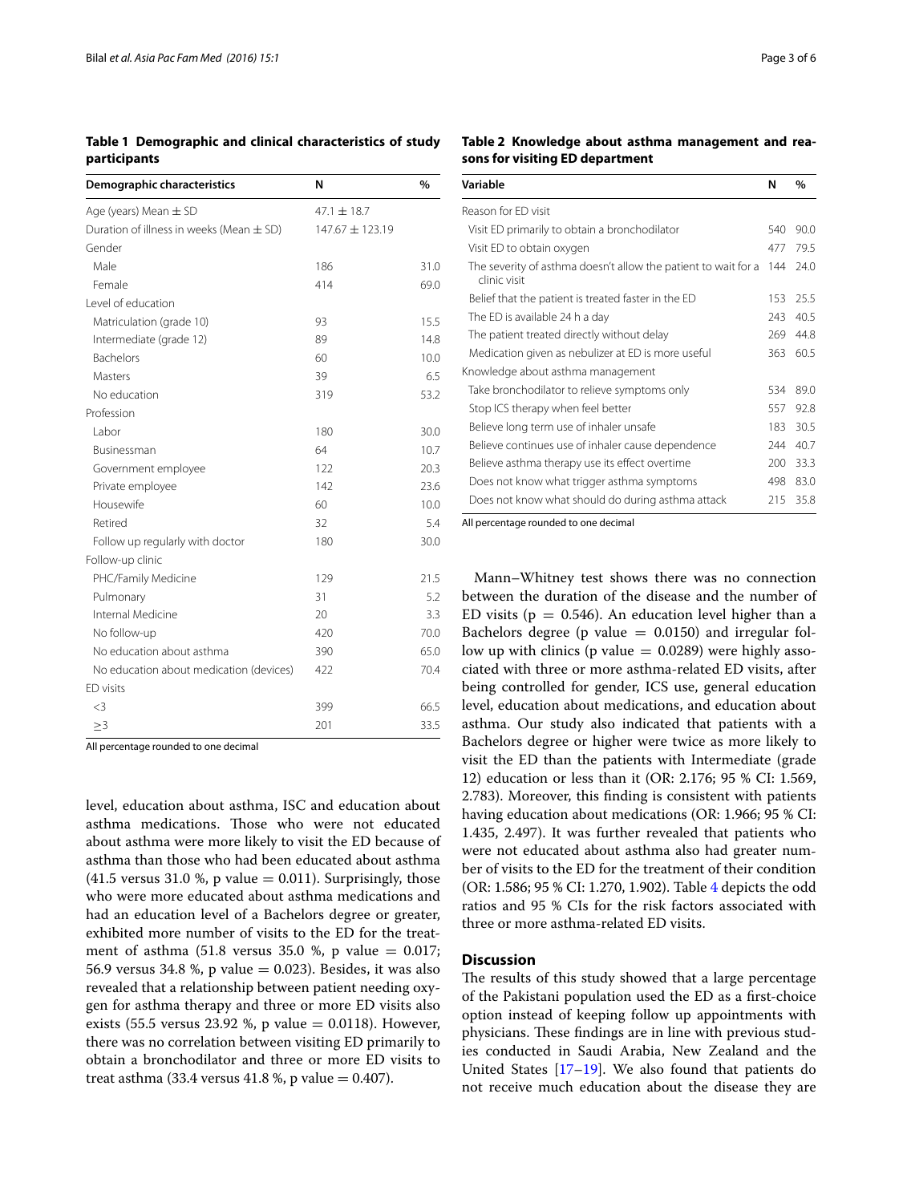**Table 1 Demographic and clinical characteristics of study participants**

| Demographic characteristics | N | % |
|---|---|---|
| Age (years) Mean ± SD | 47.1 ± 18.7 | |
| Duration of illness in weeks (Mean ± SD) | 147.67 ± 123.19 | |
| Gender | | |
| Male | 186 | 31.0 |
| Female | 414 | 69.0 |
| Level of education | | |
| Matriculation (grade 10) | 93 | 15.5 |
| Intermediate (grade 12) | 89 | 14.8 |
| Bachelors | 60 | 10.0 |
| Masters | 39 | 6.5 |
| No education | 319 | 53.2 |
| Profession | | |
| Labor | 180 | 30.0 |
| Businessman | 64 | 10.7 |
| Government employee | 122 | 20.3 |
| Private employee | 142 | 23.6 |
| Housewife | 60 | 10.0 |
| Retired | 32 | 5.4 |
| Follow up regularly with doctor | 180 | 30.0 |
| Follow-up clinic | | |
| PHC/Family Medicine | 129 | 21.5 |
| Pulmonary | 31 | 5.2 |
| Internal Medicine | 20 | 3.3 |
| No follow-up | 420 | 70.0 |
| No education about asthma | 390 | 65.0 |
| No education about medication (devices) | 422 | 70.4 |
| ED visits | | |
| <3 | 399 | 66.5 |
| ≥3 | 201 | 33.5 |

All percentage rounded to one decimal

level, education about asthma, ISC and education about asthma medications. Those who were not educated about asthma were more likely to visit the ED because of asthma than those who had been educated about asthma (41.5 versus 31.0 %, p value = 0.011). Surprisingly, those who were more educated about asthma medications and had an education level of a Bachelors degree or greater, exhibited more number of visits to the ED for the treatment of asthma (51.8 versus 35.0 %, p value = 0.017; 56.9 versus 34.8 %, p value = 0.023). Besides, it was also revealed that a relationship between patient needing oxygen for asthma therapy and three or more ED visits also exists (55.5 versus 23.92 %, p value = 0.0118). However, there was no correlation between visiting ED primarily to obtain a bronchodilator and three or more ED visits to treat asthma (33.4 versus 41.8 %, p value = 0.407).

**Table 2 Knowledge about asthma management and reasons for visiting ED department**

| Variable | N | % |
|---|---|---|
| Reason for ED visit | | |
| Visit ED primarily to obtain a bronchodilator | 540 | 90.0 |
| Visit ED to obtain oxygen | 477 | 79.5 |
| The severity of asthma doesn't allow the patient to wait for a clinic visit | 144 | 24.0 |
| Belief that the patient is treated faster in the ED | 153 | 25.5 |
| The ED is available 24 h a day | 243 | 40.5 |
| The patient treated directly without delay | 269 | 44.8 |
| Medication given as nebulizer at ED is more useful | 363 | 60.5 |
| Knowledge about asthma management | | |
| Take bronchodilator to relieve symptoms only | 534 | 89.0 |
| Stop ICS therapy when feel better | 557 | 92.8 |
| Believe long term use of inhaler unsafe | 183 | 30.5 |
| Believe continues use of inhaler cause dependence | 244 | 40.7 |
| Believe asthma therapy use its effect overtime | 200 | 33.3 |
| Does not know what trigger asthma symptoms | 498 | 83.0 |
| Does not know what should do during asthma attack | 215 | 35.8 |

All percentage rounded to one decimal

Mann–Whitney test shows there was no connection between the duration of the disease and the number of ED visits (p = 0.546). An education level higher than a Bachelors degree (p value = 0.0150) and irregular follow up with clinics (p value = 0.0289) were highly associated with three or more asthma-related ED visits, after being controlled for gender, ICS use, general education level, education about medications, and education about asthma. Our study also indicated that patients with a Bachelors degree or higher were twice as more likely to visit the ED than the patients with Intermediate (grade 12) education or less than it (OR: 2.176; 95 % CI: 1.569, 2.783). Moreover, this finding is consistent with patients having education about medications (OR: 1.966; 95 % CI: 1.435, 2.497). It was further revealed that patients who were not educated about asthma also had greater number of visits to the ED for the treatment of their condition (OR: 1.586; 95 % CI: 1.270, 1.902). Table 4 depicts the odd ratios and 95 % CIs for the risk factors associated with three or more asthma-related ED visits.

## Discussion

The results of this study showed that a large percentage of the Pakistani population used the ED as a first-choice option instead of keeping follow up appointments with physicians. These findings are in line with previous studies conducted in Saudi Arabia, New Zealand and the United States [17–19]. We also found that patients do not receive much education about the disease they are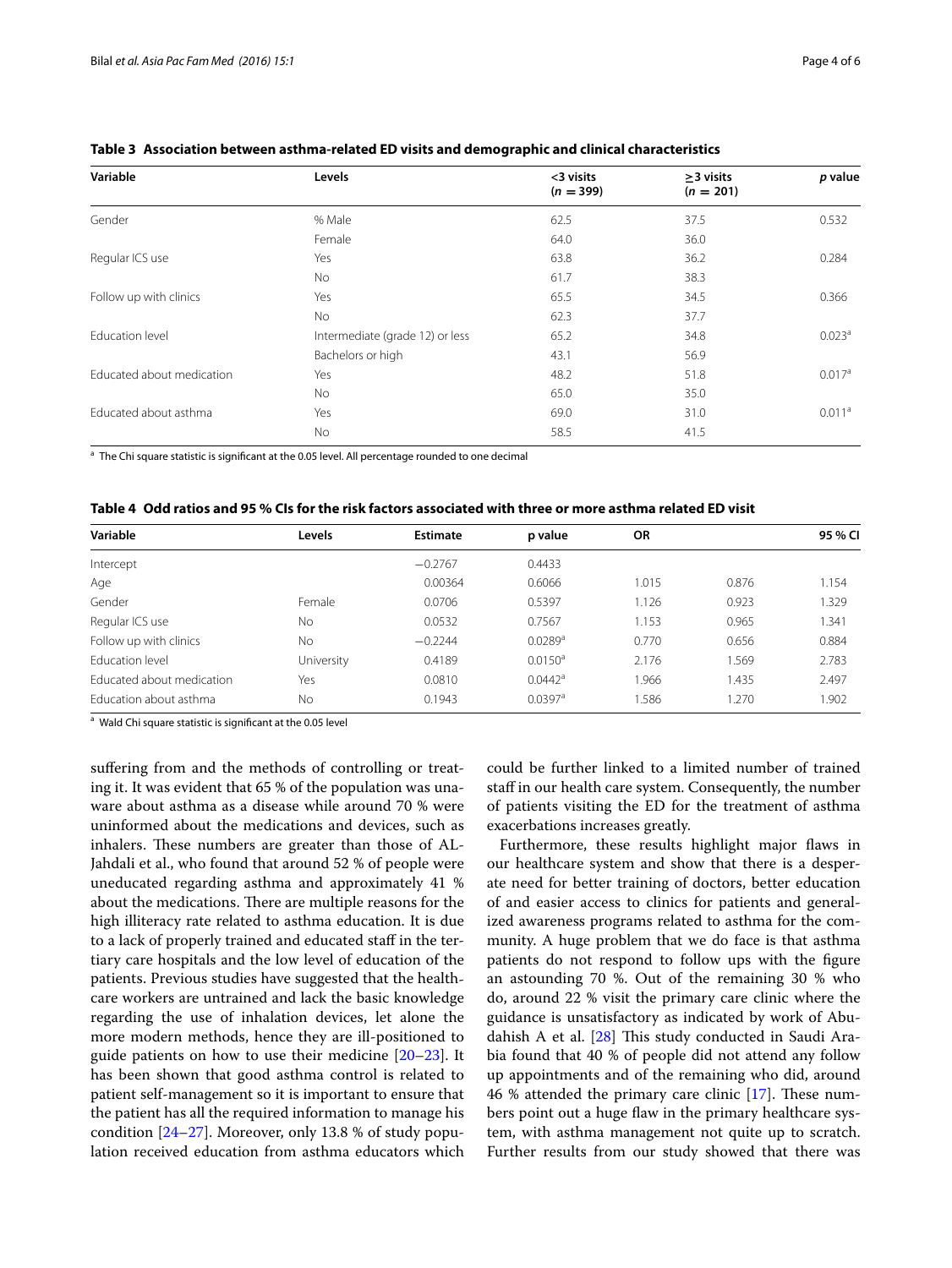**Table 3 Association between asthma-related ED visits and demographic and clinical characteristics**

| Variable | Levels | <3 visits ($n = 399$) | ≥3 visits ($n = 201$) | *p* value |
|---|---|---|---|---|
| Gender | % Male | 62.5 | 37.5 | 0.532 |
| | Female | 64.0 | 36.0 | |
| Regular ICS use | Yes | 63.8 | 36.2 | 0.284 |
| | No | 61.7 | 38.3 | |
| Follow up with clinics | Yes | 65.5 | 34.5 | 0.366 |
| | No | 62.3 | 37.7 | |
| Education level | Intermediate (grade 12) or less | 65.2 | 34.8 | 0.023[a] |
| | Bachelors or high | 43.1 | 56.9 | |
| Educated about medication | Yes | 48.2 | 51.8 | 0.017[a] |
| | No | 65.0 | 35.0 | |
| Educated about asthma | Yes | 69.0 | 31.0 | 0.011[a] |
| | No | 58.5 | 41.5 | |

[a] The Chi square statistic is significant at the 0.05 level. All percentage rounded to one decimal

**Table 4 Odd ratios and 95 % CIs for the risk factors associated with three or more asthma related ED visit**

| Variable | Levels | Estimate | p value | OR | 95 % CI | |
|---|---|---|---|---|---|---|
| Intercept | | −0.2767 | 0.4433 | | | |
| Age | | 0.00364 | 0.6066 | 1.015 | 0.876 | 1.154 |
| Gender | Female | 0.0706 | 0.5397 | 1.126 | 0.923 | 1.329 |
| Regular ICS use | No | 0.0532 | 0.7567 | 1.153 | 0.965 | 1.341 |
| Follow up with clinics | No | −0.2244 | 0.0289[a] | 0.770 | 0.656 | 0.884 |
| Education level | University | 0.4189 | 0.0150[a] | 2.176 | 1.569 | 2.783 |
| Educated about medication | Yes | 0.0810 | 0.0442[a] | 1.966 | 1.435 | 2.497 |
| Education about asthma | No | 0.1943 | 0.0397[a] | 1.586 | 1.270 | 1.902 |

[a] Wald Chi square statistic is significant at the 0.05 level

suffering from and the methods of controlling or treating it. It was evident that 65 % of the population was unaware about asthma as a disease while around 70 % were uninformed about the medications and devices, such as inhalers. These numbers are greater than those of AL-Jahdali et al., who found that around 52 % of people were uneducated regarding asthma and approximately 41 % about the medications. There are multiple reasons for the high illiteracy rate related to asthma education. It is due to a lack of properly trained and educated staff in the tertiary care hospitals and the low level of education of the patients. Previous studies have suggested that the healthcare workers are untrained and lack the basic knowledge regarding the use of inhalation devices, let alone the more modern methods, hence they are ill-positioned to guide patients on how to use their medicine [20–23]. It has been shown that good asthma control is related to patient self-management so it is important to ensure that the patient has all the required information to manage his condition [24–27]. Moreover, only 13.8 % of study population received education from asthma educators which could be further linked to a limited number of trained staff in our health care system. Consequently, the number of patients visiting the ED for the treatment of asthma exacerbations increases greatly.

Furthermore, these results highlight major flaws in our healthcare system and show that there is a desperate need for better training of doctors, better education of and easier access to clinics for patients and generalized awareness programs related to asthma for the community. A huge problem that we do face is that asthma patients do not respond to follow ups with the figure an astounding 70 %. Out of the remaining 30 % who do, around 22 % visit the primary care clinic where the guidance is unsatisfactory as indicated by work of Abudahish A et al. [28] This study conducted in Saudi Arabia found that 40 % of people did not attend any follow up appointments and of the remaining who did, around 46 % attended the primary care clinic [17]. These numbers point out a huge flaw in the primary healthcare system, with asthma management not quite up to scratch. Further results from our study showed that there was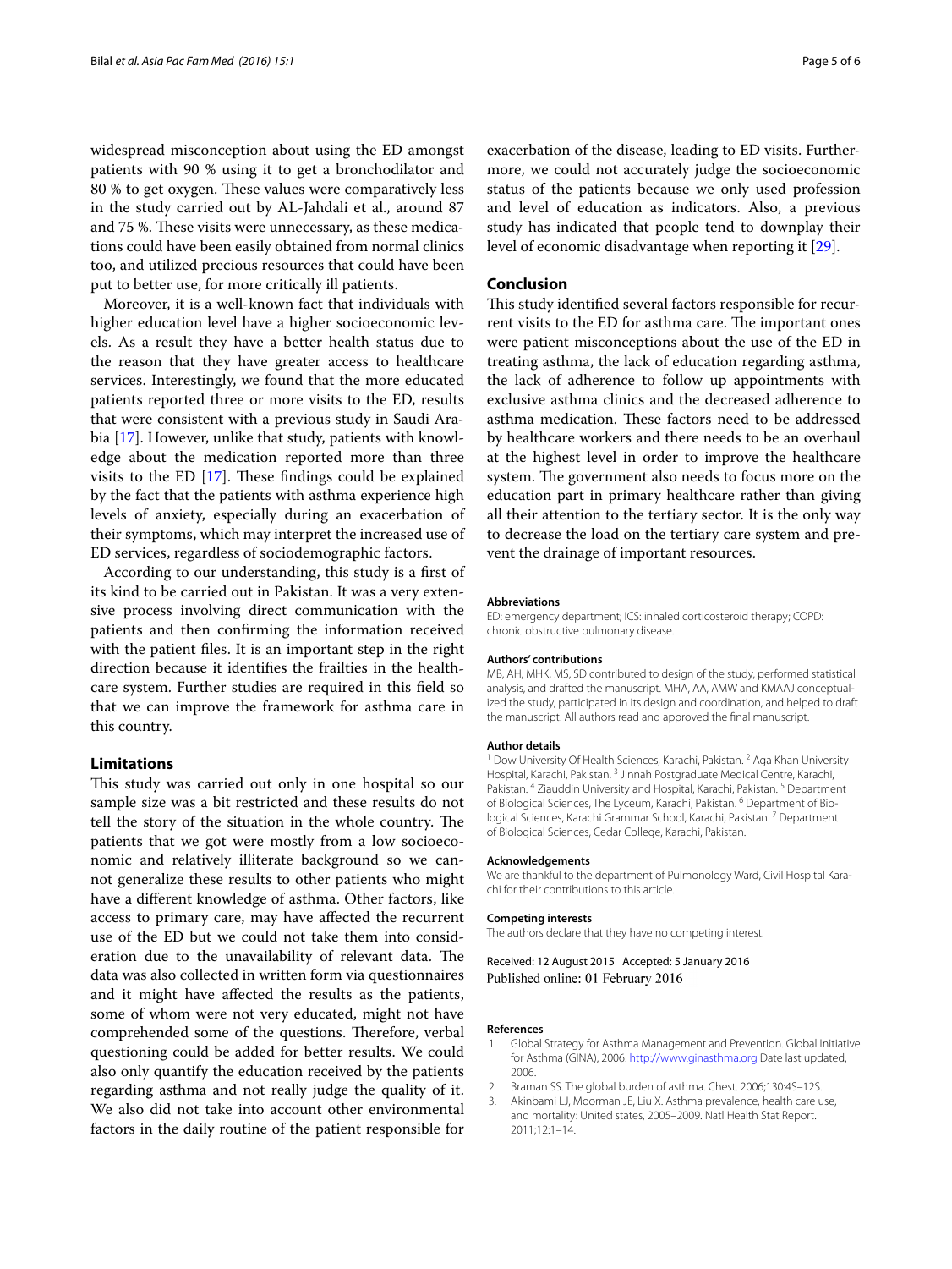widespread misconception about using the ED amongst patients with 90 % using it to get a bronchodilator and 80 % to get oxygen. These values were comparatively less in the study carried out by AL-Jahdali et al., around 87 and 75 %. These visits were unnecessary, as these medications could have been easily obtained from normal clinics too, and utilized precious resources that could have been put to better use, for more critically ill patients.

Moreover, it is a well-known fact that individuals with higher education level have a higher socioeconomic levels. As a result they have a better health status due to the reason that they have greater access to healthcare services. Interestingly, we found that the more educated patients reported three or more visits to the ED, results that were consistent with a previous study in Saudi Arabia [17]. However, unlike that study, patients with knowledge about the medication reported more than three visits to the ED [17]. These findings could be explained by the fact that the patients with asthma experience high levels of anxiety, especially during an exacerbation of their symptoms, which may interpret the increased use of ED services, regardless of sociodemographic factors.

According to our understanding, this study is a first of its kind to be carried out in Pakistan. It was a very extensive process involving direct communication with the patients and then confirming the information received with the patient files. It is an important step in the right direction because it identifies the frailties in the healthcare system. Further studies are required in this field so that we can improve the framework for asthma care in this country.

## Limitations

This study was carried out only in one hospital so our sample size was a bit restricted and these results do not tell the story of the situation in the whole country. The patients that we got were mostly from a low socioeconomic and relatively illiterate background so we cannot generalize these results to other patients who might have a different knowledge of asthma. Other factors, like access to primary care, may have affected the recurrent use of the ED but we could not take them into consideration due to the unavailability of relevant data. The data was also collected in written form via questionnaires and it might have affected the results as the patients, some of whom were not very educated, might not have comprehended some of the questions. Therefore, verbal questioning could be added for better results. We could also only quantify the education received by the patients regarding asthma and not really judge the quality of it. We also did not take into account other environmental factors in the daily routine of the patient responsible for exacerbation of the disease, leading to ED visits. Furthermore, we could not accurately judge the socioeconomic status of the patients because we only used profession and level of education as indicators. Also, a previous study has indicated that people tend to downplay their level of economic disadvantage when reporting it [29].

## Conclusion

This study identified several factors responsible for recurrent visits to the ED for asthma care. The important ones were patient misconceptions about the use of the ED in treating asthma, the lack of education regarding asthma, the lack of adherence to follow up appointments with exclusive asthma clinics and the decreased adherence to asthma medication. These factors need to be addressed by healthcare workers and there needs to be an overhaul at the highest level in order to improve the healthcare system. The government also needs to focus more on the education part in primary healthcare rather than giving all their attention to the tertiary sector. It is the only way to decrease the load on the tertiary care system and prevent the drainage of important resources.

#### Abbreviations

ED: emergency department; ICS: inhaled corticosteroid therapy; COPD: chronic obstructive pulmonary disease.

#### Authors' contributions

MB, AH, MHK, MS, SD contributed to design of the study, performed statistical analysis, and drafted the manuscript. MHA, AA, AMW and KMAAJ conceptualized the study, participated in its design and coordination, and helped to draft the manuscript. All authors read and approved the final manuscript.

#### Author details

[1] Dow University Of Health Sciences, Karachi, Pakistan. [2] Aga Khan University Hospital, Karachi, Pakistan. [3] Jinnah Postgraduate Medical Centre, Karachi, Pakistan. [4] Ziauddin University and Hospital, Karachi, Pakistan. [5] Department of Biological Sciences, The Lyceum, Karachi, Pakistan. [6] Department of Biological Sciences, Karachi Grammar School, Karachi, Pakistan. [7] Department of Biological Sciences, Cedar College, Karachi, Pakistan.

#### Acknowledgements

We are thankful to the department of Pulmonology Ward, Civil Hospital Karachi for their contributions to this article.

#### Competing interests

The authors declare that they have no competing interest.

Received: 12 August 2015 Accepted: 5 January 2016
Published online: 01 February 2016

#### References

1. Global Strategy for Asthma Management and Prevention. Global Initiative for Asthma (GINA), 2006. http://www.ginasthma.org Date last updated, 2006.
2. Braman SS. The global burden of asthma. Chest. 2006;130:4S–12S.
3. Akinbami LJ, Moorman JE, Liu X. Asthma prevalence, health care use, and mortality: United states, 2005–2009. Natl Health Stat Report. 2011;12:1–14.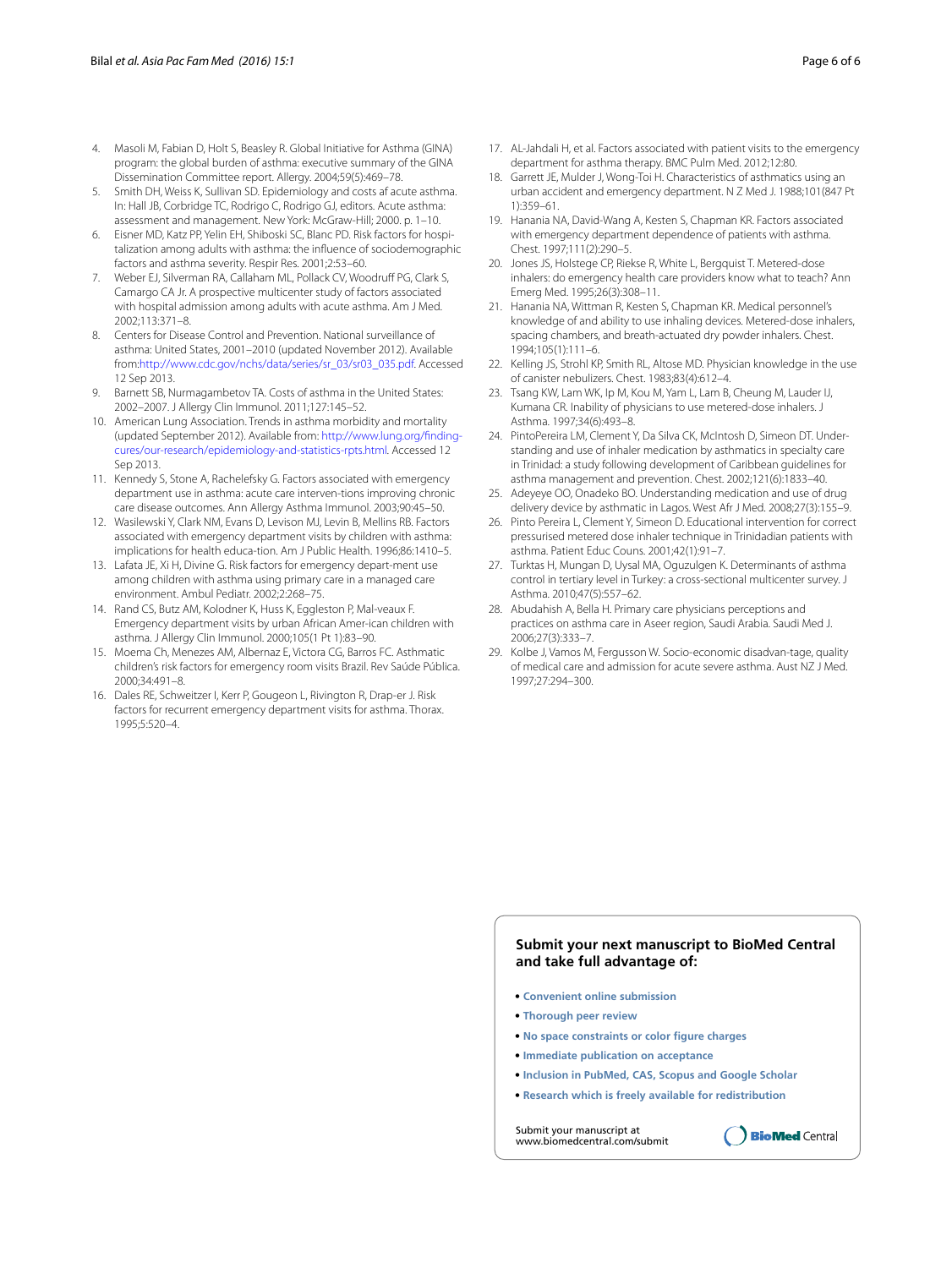4. Masoli M, Fabian D, Holt S, Beasley R. Global Initiative for Asthma (GINA) program: the global burden of asthma: executive summary of the GINA Dissemination Committee report. Allergy. 2004;59(5):469–78.
5. Smith DH, Weiss K, Sullivan SD. Epidemiology and costs of acute asthma. In: Hall JB, Corbridge TC, Rodrigo C, Rodrigo GJ, editors. Acute asthma: assessment and management. New York: McGraw-Hill; 2000. p. 1–10.
6. Eisner MD, Katz PP, Yelin EH, Shiboski SC, Blanc PD. Risk factors for hospitalization among adults with asthma: the influence of sociodemographic factors and asthma severity. Respir Res. 2001;2:53–60.
7. Weber EJ, Silverman RA, Callaham ML, Pollack CV, Woodruff PG, Clark S, Camargo CA Jr. A prospective multicenter study of factors associated with hospital admission among adults with acute asthma. Am J Med. 2002;113:371–8.
8. Centers for Disease Control and Prevention. National surveillance of asthma: United States, 2001–2010 (updated November 2012). Available from:http://www.cdc.gov/nchs/data/series/sr_03/sr03_035.pdf. Accessed 12 Sep 2013.
9. Barnett SB, Nurmagambetov TA. Costs of asthma in the United States: 2002–2007. J Allergy Clin Immunol. 2011;127:145–52.
10. American Lung Association. Trends in asthma morbidity and mortality (updated September 2012). Available from: http://www.lung.org/finding-cures/our-research/epidemiology-and-statistics-rpts.html. Accessed 12 Sep 2013.
11. Kennedy S, Stone A, Rachelefsky G. Factors associated with emergency department use in asthma: acute care interven-tions improving chronic care disease outcomes. Ann Allergy Asthma Immunol. 2003;90:45–50.
12. Wasilewski Y, Clark NM, Evans D, Levison MJ, Levin B, Mellins RB. Factors associated with emergency department visits by children with asthma: implications for health educa-tion. Am J Public Health. 1996;86:1410–5.
13. Lafata JE, Xi H, Divine G. Risk factors for emergency depart-ment use among children with asthma using primary care in a managed care environment. Ambul Pediatr. 2002;2:268–75.
14. Rand CS, Butz AM, Kolodner K, Huss K, Eggleston P, Mal-veaux F. Emergency department visits by urban African Amer-ican children with asthma. J Allergy Clin Immunol. 2000;105(1 Pt 1):83–90.
15. Moema Ch, Menezes AM, Albernaz E, Victora CG, Barros FC. Asthmatic children's risk factors for emergency room visits Brazil. Rev Saúde Pública. 2000;34:491–8.
16. Dales RE, Schweitzer I, Kerr P, Gougeon L, Rivington R, Drap-er J. Risk factors for recurrent emergency department visits for asthma. Thorax. 1995;5:520–4.
17. AL-Jahdali H, et al. Factors associated with patient visits to the emergency department for asthma therapy. BMC Pulm Med. 2012;12:80.
18. Garrett JE, Mulder J, Wong-Toi H. Characteristics of asthmatics using an urban accident and emergency department. N Z Med J. 1988;101(847 Pt 1):359–61.
19. Hanania NA, David-Wang A, Kesten S, Chapman KR. Factors associated with emergency department dependence of patients with asthma. Chest. 1997;111(2):290–5.
20. Jones JS, Holstege CP, Riekse R, White L, Bergquist T. Metered-dose inhalers: do emergency health care providers know what to teach? Ann Emerg Med. 1995;26(3):308–11.
21. Hanania NA, Wittman R, Kesten S, Chapman KR. Medical personnel's knowledge of and ability to use inhaling devices. Metered-dose inhalers, spacing chambers, and breath-actuated dry powder inhalers. Chest. 1994;105(1):111–6.
22. Kelling JS, Strohl KP, Smith RL, Altose MD. Physician knowledge in the use of canister nebulizers. Chest. 1983;83(4):612–4.
23. Tsang KW, Lam WK, Ip M, Kou M, Yam L, Lam B, Cheung M, Lauder IJ, Kumana CR. Inability of physicians to use metered-dose inhalers. J Asthma. 1997;34(6):493–8.
24. PintoPereira LM, Clement Y, Da Silva CK, McIntosh D, Simeon DT. Under-standing and use of inhaler medication by asthmatics in specialty care in Trinidad: a study following development of Caribbean guidelines for asthma management and prevention. Chest. 2002;121(6):1833–40.
25. Adeyeye OO, Onadeko BO. Understanding medication and use of drug delivery device by asthmatic in Lagos. West Afr J Med. 2008;27(3):155–9.
26. Pinto Pereira L, Clement Y, Simeon D. Educational intervention for correct pressurised metered dose inhaler technique in Trinidadian patients with asthma. Patient Educ Couns. 2001;42(1):91–7.
27. Turktas H, Mungan D, Uysal MA, Oguzulgen K. Determinants of asthma control in tertiary level in Turkey: a cross-sectional multicenter survey. J Asthma. 2010;47(5):557–62.
28. Abudahish A, Bella H. Primary care physicians perceptions and practices on asthma care in Aseer region, Saudi Arabia. Saudi Med J. 2006;27(3):333–7.
29. Kolbe J, Vamos M, Fergusson W. Socio-economic disadvan-tage, quality of medical care and admission for acute severe asthma. Aust NZ J Med. 1997;27:294–300.